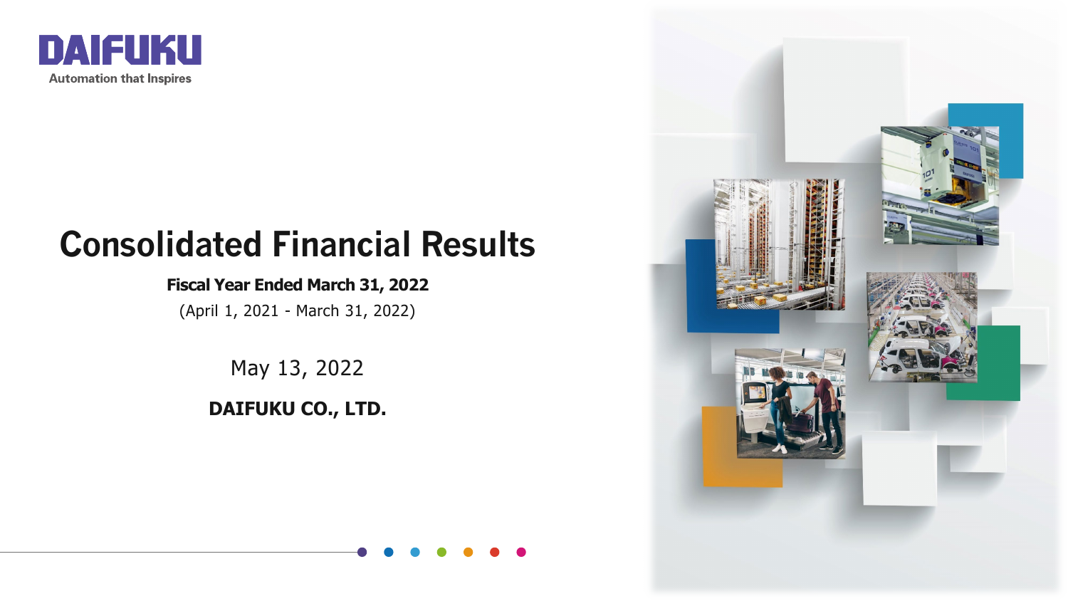DAIFUKU

Automation that Inspires

# Consolidated Financial Results

**Fiscal Year Ended March 31, 2022**

(April 1, 2021 - March 31, 2022)

May 13, 2022

**DAIFUKU CO., LTD.**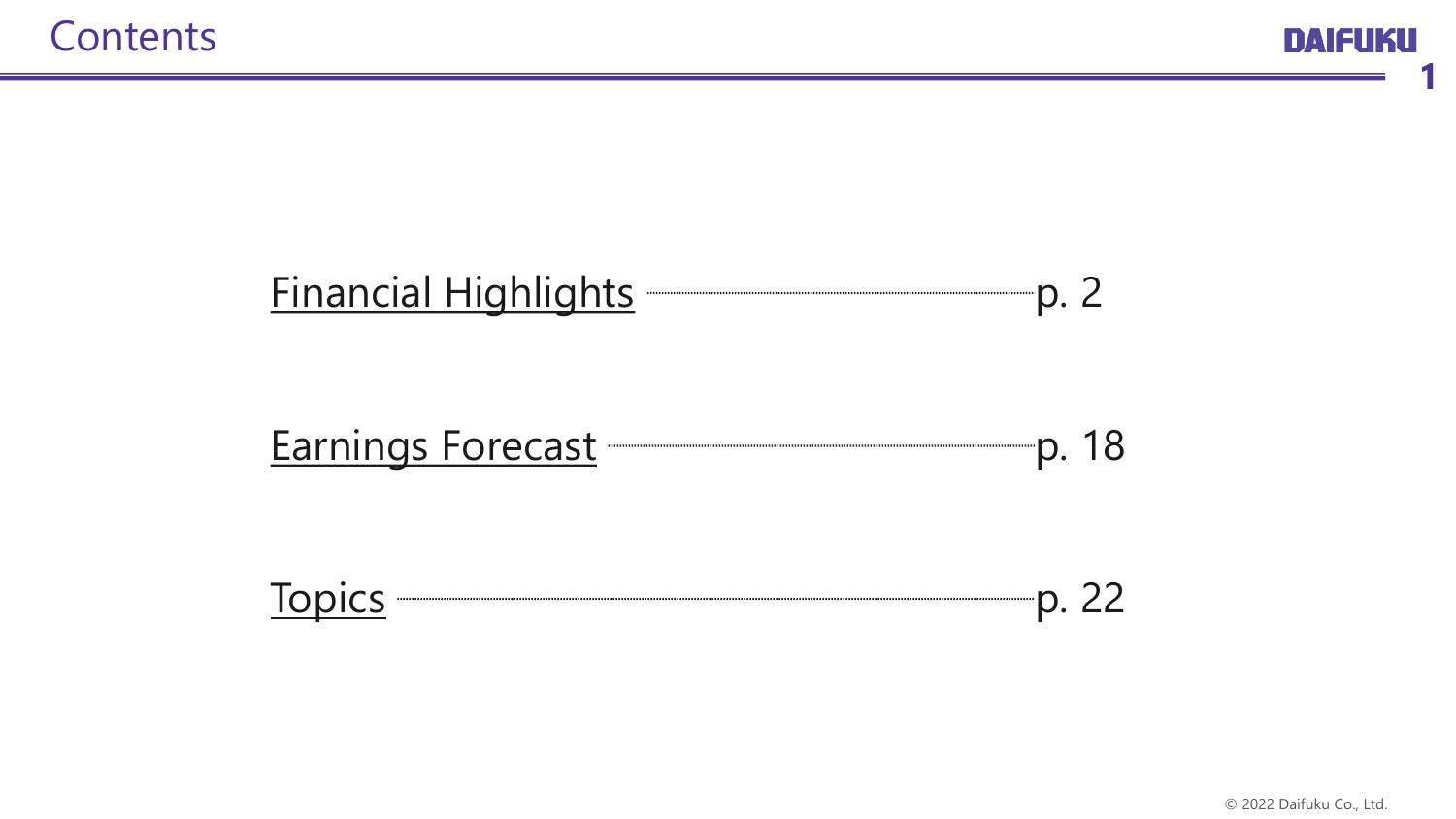# Contents

Financial Highlights ........................................ p. 2

Earnings Forecast ........................................ p. 18

Topics ........................................ p. 22

© 2022 Daifuku Co., Ltd.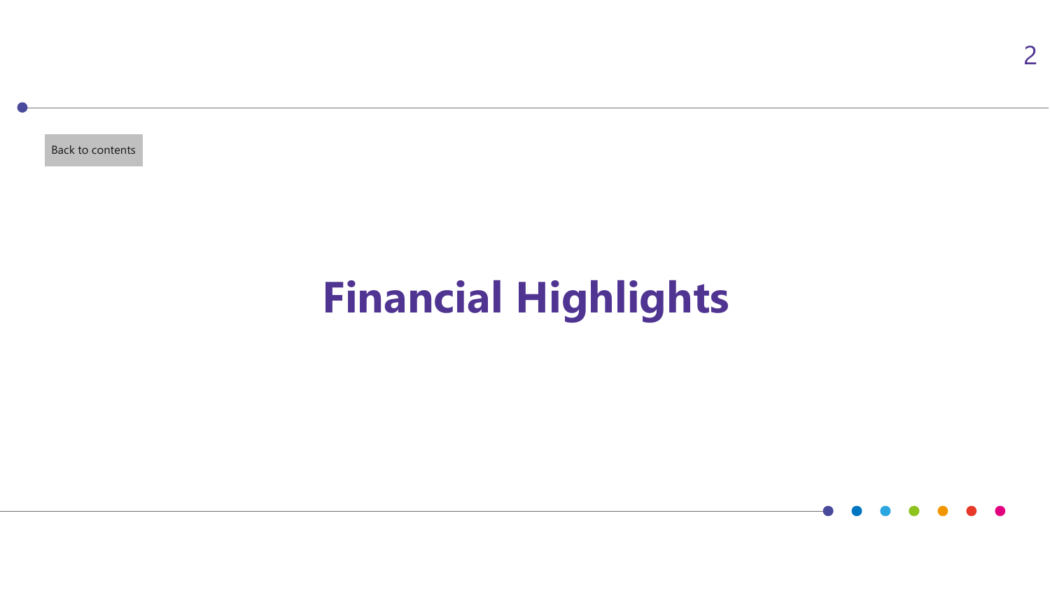Back to contents

# Financial Highlights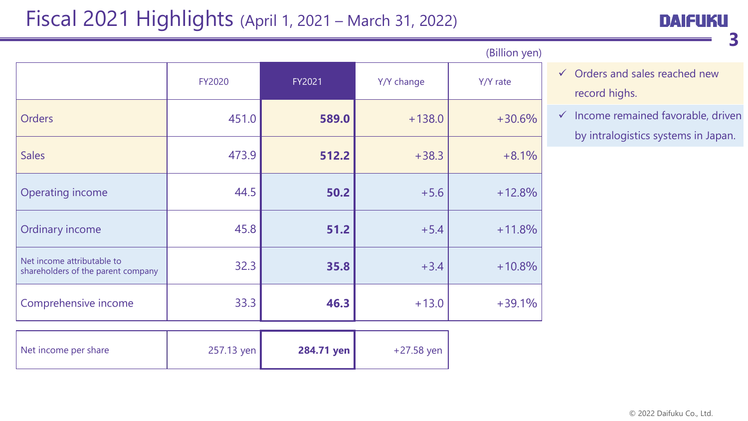# Fiscal 2021 Highlights (April 1, 2021 – March 31, 2022)

(Billion yen)

| | FY2020 | FY2021 | Y/Y change | Y/Y rate |
|---|---|---|---|---|
| Orders | 451.0 | **589.0** | +138.0 | +30.6% |
| Sales | 473.9 | **512.2** | +38.3 | +8.1% |
| Operating income | 44.5 | **50.2** | +5.6 | +12.8% |
| Ordinary income | 45.8 | **51.2** | +5.4 | +11.8% |
| Net income attributable to shareholders of the parent company | 32.3 | **35.8** | +3.4 | +10.8% |
| Comprehensive income | 33.3 | **46.3** | +13.0 | +39.1% |

| | FY2020 | FY2021 | Y/Y change |
|---|---|---|---|
| Net income per share | 257.13 yen | **284.71 yen** | +27.58 yen |

- ✓ Orders and sales reached new record highs.
- ✓ Income remained favorable, driven by intralogistics systems in Japan.

© 2022 Daifuku Co., Ltd.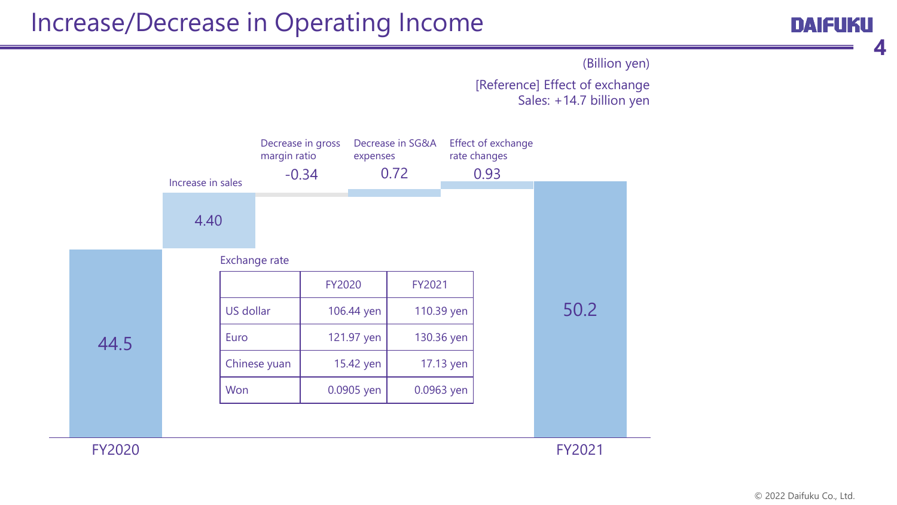# Increase/Decrease in Operating Income

(Billion yen)

[Reference] Effect of exchange
Sales: +14.7 billion yen

FY2020: 44.5

Increase in sales: 4.40

Decrease in gross margin ratio: -0.34

Decrease in SG&A expenses: 0.72

Effect of exchange rate changes: 0.93

FY2021: 50.2

Exchange rate

| | FY2020 | FY2021 |
|---|---|---|
| US dollar | 106.44 yen | 110.39 yen |
| Euro | 121.97 yen | 130.36 yen |
| Chinese yuan | 15.42 yen | 17.13 yen |
| Won | 0.0905 yen | 0.0963 yen |

© 2022 Daifuku Co., Ltd.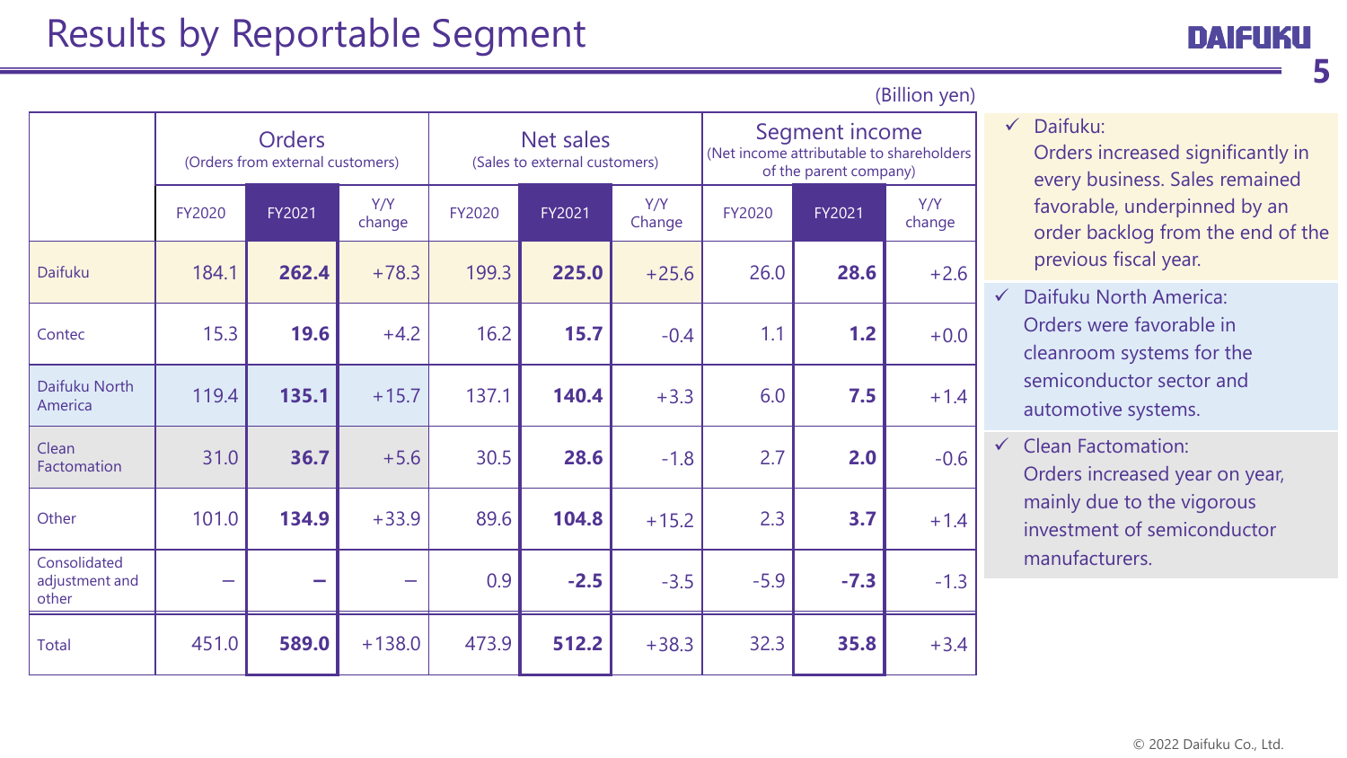# Results by Reportable Segment

(Billion yen)

| | Orders (Orders from external customers) | | | Net sales (Sales to external customers) | | | Segment income (Net income attributable to shareholders of the parent company) | | |
|---|---|---|---|---|---|---|---|---|---|
| | FY2020 | FY2021 | Y/Y change | FY2020 | FY2021 | Y/Y Change | FY2020 | FY2021 | Y/Y change |
| Daifuku | 184.1 | **262.4** | +78.3 | 199.3 | **225.0** | +25.6 | 26.0 | **28.6** | +2.6 |
| Contec | 15.3 | **19.6** | +4.2 | 16.2 | **15.7** | -0.4 | 1.1 | **1.2** | +0.0 |
| Daifuku North America | 119.4 | **135.1** | +15.7 | 137.1 | **140.4** | +3.3 | 6.0 | **7.5** | +1.4 |
| Clean Factomation | 31.0 | **36.7** | +5.6 | 30.5 | **28.6** | -1.8 | 2.7 | **2.0** | -0.6 |
| Other | 101.0 | **134.9** | +33.9 | 89.6 | **104.8** | +15.2 | 2.3 | **3.7** | +1.4 |
| Consolidated adjustment and other | – | **–** | – | 0.9 | **-2.5** | -3.5 | -5.9 | **-7.3** | -1.3 |
| Total | 451.0 | **589.0** | +138.0 | 473.9 | **512.2** | +38.3 | 32.3 | **35.8** | +3.4 |

- ✓ Daifuku:
  Orders increased significantly in every business. Sales remained favorable, underpinned by an order backlog from the end of the previous fiscal year.
- ✓ Daifuku North America:
  Orders were favorable in cleanroom systems for the semiconductor sector and automotive systems.
- ✓ Clean Factomation:
  Orders increased year on year, mainly due to the vigorous investment of semiconductor manufacturers.

© 2022 Daifuku Co., Ltd.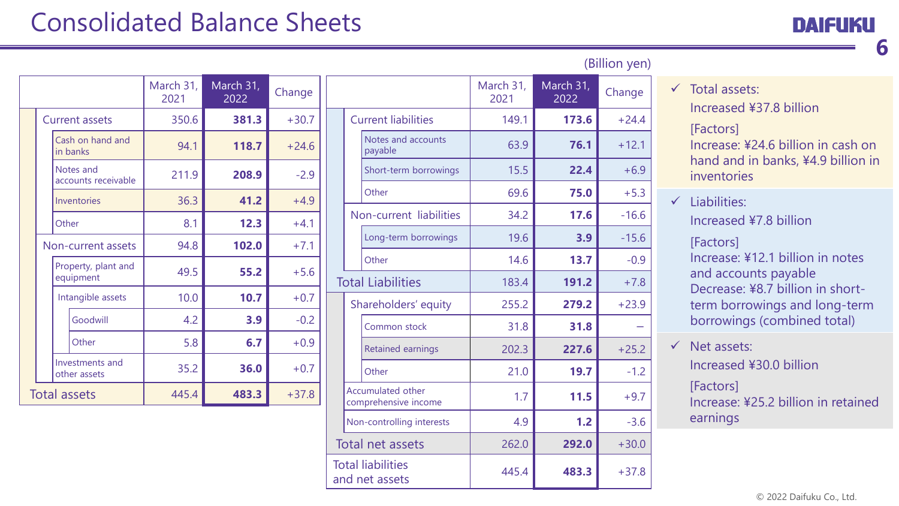# Consolidated Balance Sheets

(Billion yen)

| | March 31, 2021 | March 31, 2022 | Change |
|---|---|---|---|
| Current assets | 350.6 | **381.3** | +30.7 |
| Cash on hand and in banks | 94.1 | **118.7** | +24.6 |
| Notes and accounts receivable | 211.9 | **208.9** | -2.9 |
| Inventories | 36.3 | **41.2** | +4.9 |
| Other | 8.1 | **12.3** | +4.1 |
| Non-current assets | 94.8 | **102.0** | +7.1 |
| Property, plant and equipment | 49.5 | **55.2** | +5.6 |
| Intangible assets | 10.0 | **10.7** | +0.7 |
| Goodwill | 4.2 | **3.9** | -0.2 |
| Other | 5.8 | **6.7** | +0.9 |
| Investments and other assets | 35.2 | **36.0** | +0.7 |
| Total assets | 445.4 | **483.3** | +37.8 |

| | March 31, 2021 | March 31, 2022 | Change |
|---|---|---|---|
| Current liabilities | 149.1 | **173.6** | +24.4 |
| Notes and accounts payable | 63.9 | **76.1** | +12.1 |
| Short-term borrowings | 15.5 | **22.4** | +6.9 |
| Other | 69.6 | **75.0** | +5.3 |
| Non-current liabilities | 34.2 | **17.6** | -16.6 |
| Long-term borrowings | 19.6 | **3.9** | -15.6 |
| Other | 14.6 | **13.7** | -0.9 |
| Total Liabilities | 183.4 | **191.2** | +7.8 |
| Shareholders' equity | 255.2 | **279.2** | +23.9 |
| Common stock | 31.8 | **31.8** | – |
| Retained earnings | 202.3 | **227.6** | +25.2 |
| Other | 21.0 | **19.7** | -1.2 |
| Accumulated other comprehensive income | 1.7 | **11.5** | +9.7 |
| Non-controlling interests | 4.9 | **1.2** | -3.6 |
| Total net assets | 262.0 | **292.0** | +30.0 |
| Total liabilities and net assets | 445.4 | **483.3** | +37.8 |

✓ Total assets:
Increased ¥37.8 billion

[Factors]
Increase: ¥24.6 billion in cash on hand and in banks, ¥4.9 billion in inventories

✓ Liabilities:
Increased ¥7.8 billion

[Factors]
Increase: ¥12.1 billion in notes and accounts payable
Decrease: ¥8.7 billion in short-term borrowings and long-term borrowings (combined total)

✓ Net assets:
Increased ¥30.0 billion

[Factors]
Increase: ¥25.2 billion in retained earnings

© 2022 Daifuku Co., Ltd.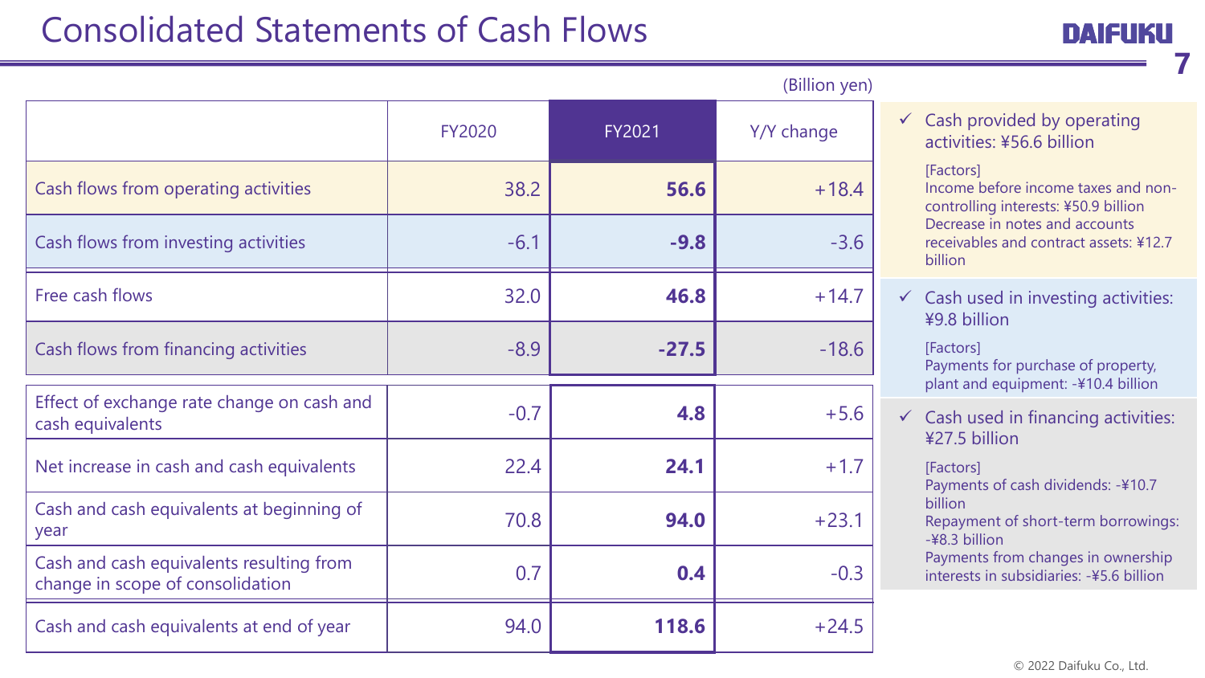# Consolidated Statements of Cash Flows

(Billion yen)

| | FY2020 | FY2021 | Y/Y change |
|---|---|---|---|
| Cash flows from operating activities | 38.2 | **56.6** | +18.4 |
| Cash flows from investing activities | -6.1 | **-9.8** | -3.6 |
| Free cash flows | 32.0 | **46.8** | +14.7 |
| Cash flows from financing activities | -8.9 | **-27.5** | -18.6 |
| Effect of exchange rate change on cash and cash equivalents | -0.7 | **4.8** | +5.6 |
| Net increase in cash and cash equivalents | 22.4 | **24.1** | +1.7 |
| Cash and cash equivalents at beginning of year | 70.8 | **94.0** | +23.1 |
| Cash and cash equivalents resulting from change in scope of consolidation | 0.7 | **0.4** | -0.3 |
| Cash and cash equivalents at end of year | 94.0 | **118.6** | +24.5 |

- ✓ Cash provided by operating activities: ¥56.6 billion

  [Factors]
  Income before income taxes and non-controlling interests: ¥50.9 billion
  Decrease in notes and accounts receivables and contract assets: ¥12.7 billion

- ✓ Cash used in investing activities: ¥9.8 billion

  [Factors]
  Payments for purchase of property, plant and equipment: -¥10.4 billion

- ✓ Cash used in financing activities: ¥27.5 billion

  [Factors]
  Payments of cash dividends: -¥10.7 billion
  Repayment of short-term borrowings: -¥8.3 billion
  Payments from changes in ownership interests in subsidiaries: -¥5.6 billion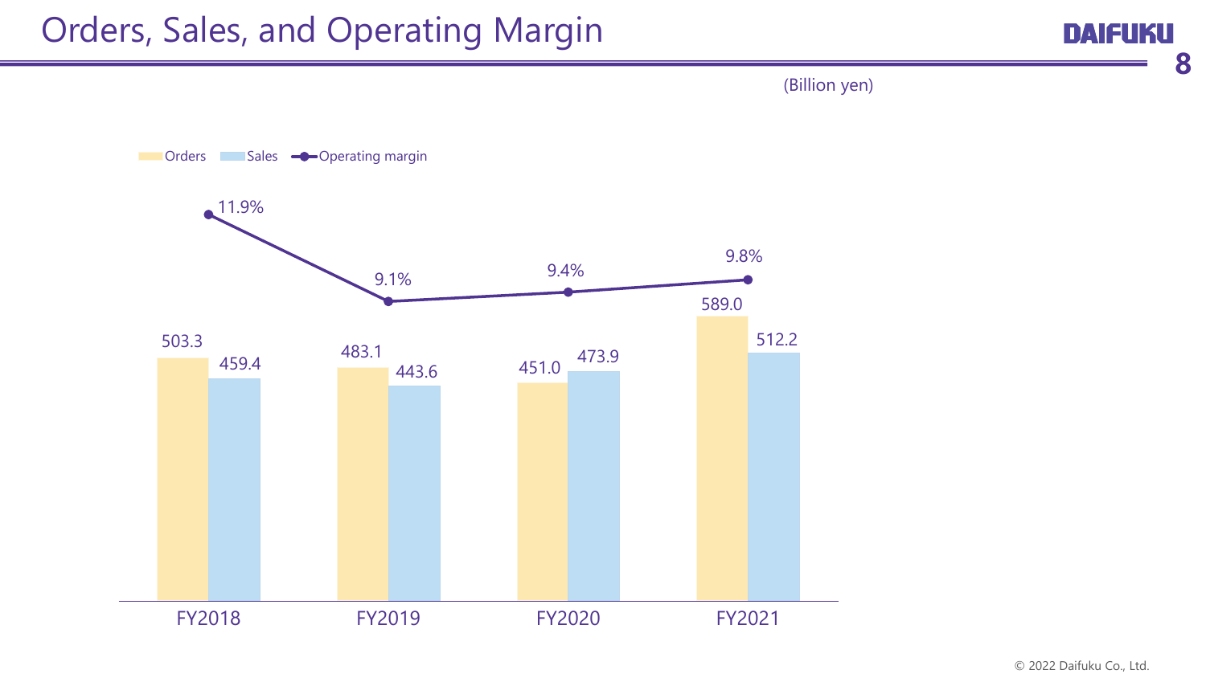# Orders, Sales, and Operating Margin

(Billion yen)

| | FY2018 | FY2019 | FY2020 | FY2021 |
|---|---|---|---|---|
| Orders | 503.3 | 483.1 | 451.0 | 589.0 |
| Sales | 459.4 | 443.6 | 473.9 | 512.2 |
| Operating margin | 11.9% | 9.1% | 9.4% | 9.8% |

© 2022 Daifuku Co., Ltd.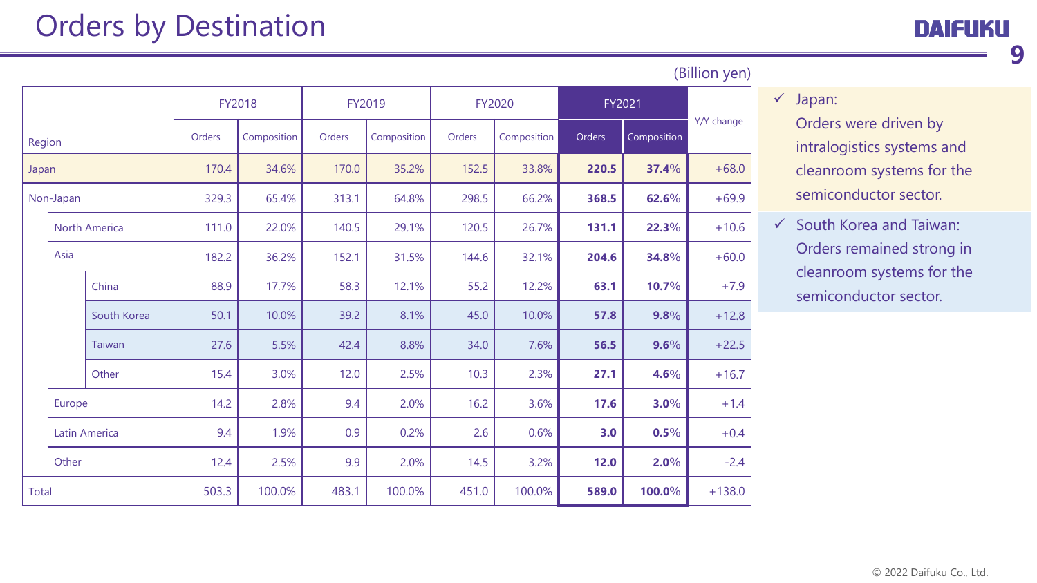# Orders by Destination

(Billion yen)

| Region | | | FY2018 | | FY2019 | | FY2020 | | FY2021 | | Y/Y change |
|---|---|---|---|---|---|---|---|---|---|---|---|
| | | | Orders | Composition | Orders | Composition | Orders | Composition | Orders | Composition | |
| Japan | | | 170.4 | 34.6% | 170.0 | 35.2% | 152.5 | 33.8% | **220.5** | **37.4%** | +68.0 |
| Non-Japan | | | 329.3 | 65.4% | 313.1 | 64.8% | 298.5 | 66.2% | **368.5** | **62.6%** | +69.9 |
| | North America | | 111.0 | 22.0% | 140.5 | 29.1% | 120.5 | 26.7% | **131.1** | **22.3%** | +10.6 |
| | Asia | | 182.2 | 36.2% | 152.1 | 31.5% | 144.6 | 32.1% | **204.6** | **34.8%** | +60.0 |
| | | China | 88.9 | 17.7% | 58.3 | 12.1% | 55.2 | 12.2% | **63.1** | **10.7%** | +7.9 |
| | | South Korea | 50.1 | 10.0% | 39.2 | 8.1% | 45.0 | 10.0% | **57.8** | **9.8%** | +12.8 |
| | | Taiwan | 27.6 | 5.5% | 42.4 | 8.8% | 34.0 | 7.6% | **56.5** | **9.6%** | +22.5 |
| | | Other | 15.4 | 3.0% | 12.0 | 2.5% | 10.3 | 2.3% | **27.1** | **4.6%** | +16.7 |
| | Europe | | 14.2 | 2.8% | 9.4 | 2.0% | 16.2 | 3.6% | **17.6** | **3.0%** | +1.4 |
| | Latin America | | 9.4 | 1.9% | 0.9 | 0.2% | 2.6 | 0.6% | **3.0** | **0.5%** | +0.4 |
| | Other | | 12.4 | 2.5% | 9.9 | 2.0% | 14.5 | 3.2% | **12.0** | **2.0%** | -2.4 |
| Total | | | 503.3 | 100.0% | 483.1 | 100.0% | 451.0 | 100.0% | **589.0** | **100.0%** | +138.0 |

- ✓ Japan:
  Orders were driven by intralogistics systems and cleanroom systems for the semiconductor sector.
- ✓ South Korea and Taiwan:
  Orders remained strong in cleanroom systems for the semiconductor sector.

© 2022 Daifuku Co., Ltd.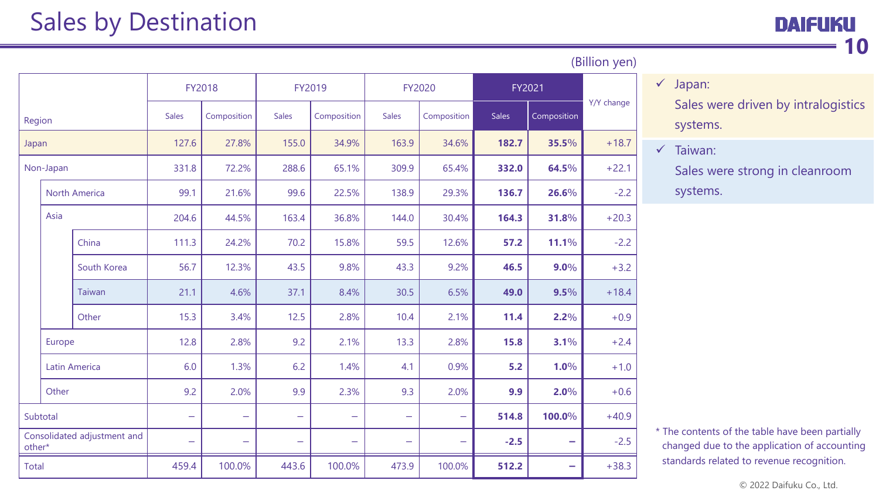# Sales by Destination

(Billion yen)

| Region | | | FY2018 | | FY2019 | | FY2020 | | FY2021 | | Y/Y change |
|---|---|---|---|---|---|---|---|---|---|---|---|
| | | | Sales | Composition | Sales | Composition | Sales | Composition | Sales | Composition | |
| Japan | | | 127.6 | 27.8% | 155.0 | 34.9% | 163.9 | 34.6% | **182.7** | **35.5%** | +18.7 |
| Non-Japan | | | 331.8 | 72.2% | 288.6 | 65.1% | 309.9 | 65.4% | **332.0** | **64.5%** | +22.1 |
| | North America | | 99.1 | 21.6% | 99.6 | 22.5% | 138.9 | 29.3% | **136.7** | **26.6%** | -2.2 |
| | Asia | | 204.6 | 44.5% | 163.4 | 36.8% | 144.0 | 30.4% | **164.3** | **31.8%** | +20.3 |
| | | China | 111.3 | 24.2% | 70.2 | 15.8% | 59.5 | 12.6% | **57.2** | **11.1%** | -2.2 |
| | | South Korea | 56.7 | 12.3% | 43.5 | 9.8% | 43.3 | 9.2% | **46.5** | **9.0%** | +3.2 |
| | | Taiwan | 21.1 | 4.6% | 37.1 | 8.4% | 30.5 | 6.5% | **49.0** | **9.5%** | +18.4 |
| | | Other | 15.3 | 3.4% | 12.5 | 2.8% | 10.4 | 2.1% | **11.4** | **2.2%** | +0.9 |
| | Europe | | 12.8 | 2.8% | 9.2 | 2.1% | 13.3 | 2.8% | **15.8** | **3.1%** | +2.4 |
| | Latin America | | 6.0 | 1.3% | 6.2 | 1.4% | 4.1 | 0.9% | **5.2** | **1.0%** | +1.0 |
| | Other | | 9.2 | 2.0% | 9.9 | 2.3% | 9.3 | 2.0% | **9.9** | **2.0%** | +0.6 |
| Subtotal | | | – | – | – | – | – | – | **514.8** | **100.0%** | +40.9 |
| Consolidated adjustment and other* | | | – | – | – | – | – | – | **-2.5** | **–** | -2.5 |
| Total | | | 459.4 | 100.0% | 443.6 | 100.0% | 473.9 | 100.0% | **512.2** | **–** | +38.3 |

- ✓ Japan:
  Sales were driven by intralogistics systems.
- ✓ Taiwan:
  Sales were strong in cleanroom systems.

* The contents of the table have been partially changed due to the application of accounting standards related to revenue recognition.

© 2022 Daifuku Co., Ltd.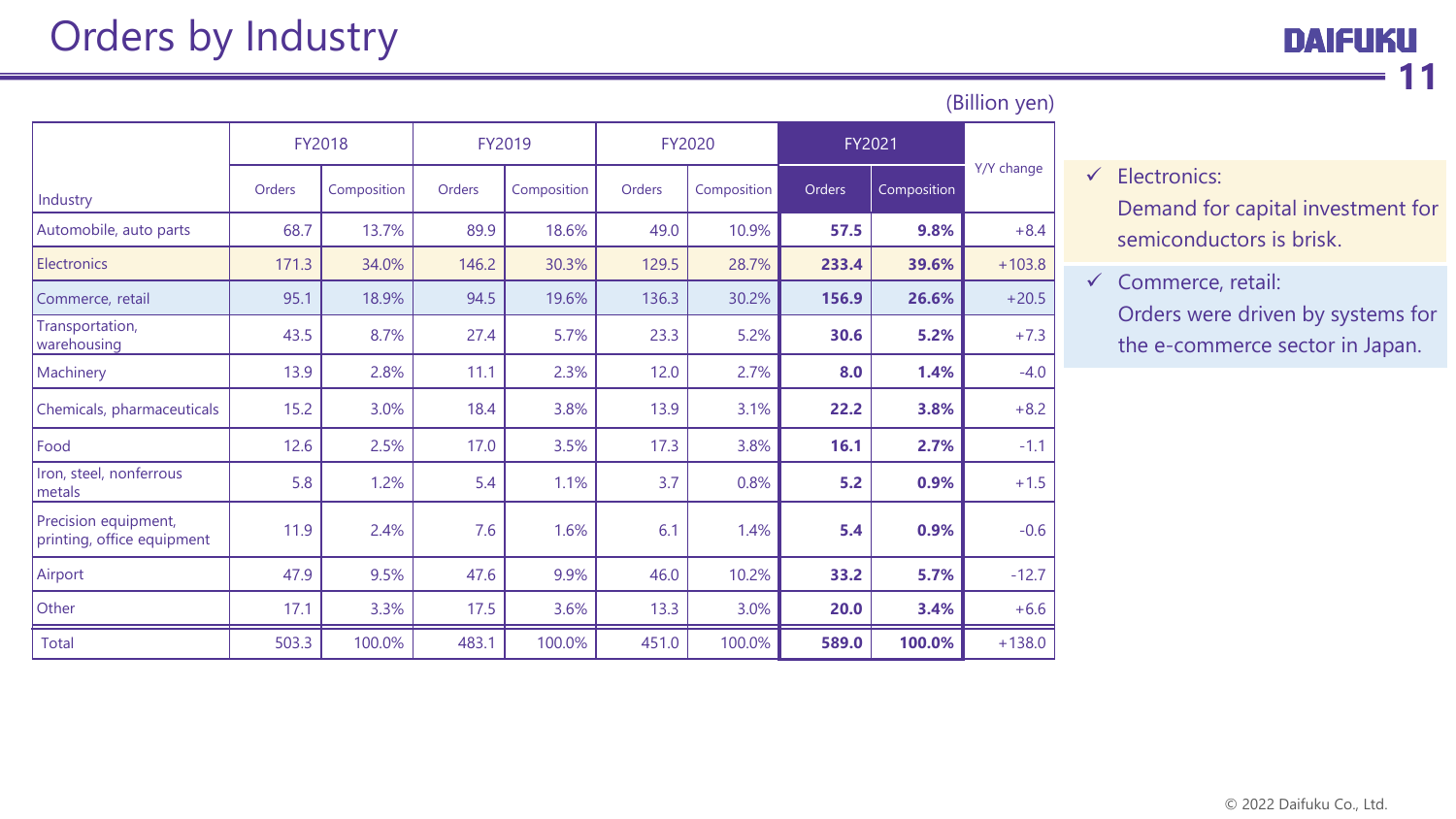# Orders by Industry

(Billion yen)

| Industry | FY2018 | | FY2019 | | FY2020 | | FY2021 | | Y/Y change |
|---|---|---|---|---|---|---|---|---|---|
| | Orders | Composition | Orders | Composition | Orders | Composition | Orders | Composition | |
| Automobile, auto parts | 68.7 | 13.7% | 89.9 | 18.6% | 49.0 | 10.9% | **57.5** | **9.8%** | +8.4 |
| Electronics | 171.3 | 34.0% | 146.2 | 30.3% | 129.5 | 28.7% | **233.4** | **39.6%** | +103.8 |
| Commerce, retail | 95.1 | 18.9% | 94.5 | 19.6% | 136.3 | 30.2% | **156.9** | **26.6%** | +20.5 |
| Transportation, warehousing | 43.5 | 8.7% | 27.4 | 5.7% | 23.3 | 5.2% | **30.6** | **5.2%** | +7.3 |
| Machinery | 13.9 | 2.8% | 11.1 | 2.3% | 12.0 | 2.7% | **8.0** | **1.4%** | -4.0 |
| Chemicals, pharmaceuticals | 15.2 | 3.0% | 18.4 | 3.8% | 13.9 | 3.1% | **22.2** | **3.8%** | +8.2 |
| Food | 12.6 | 2.5% | 17.0 | 3.5% | 17.3 | 3.8% | **16.1** | **2.7%** | -1.1 |
| Iron, steel, nonferrous metals | 5.8 | 1.2% | 5.4 | 1.1% | 3.7 | 0.8% | **5.2** | **0.9%** | +1.5 |
| Precision equipment, printing, office equipment | 11.9 | 2.4% | 7.6 | 1.6% | 6.1 | 1.4% | **5.4** | **0.9%** | -0.6 |
| Airport | 47.9 | 9.5% | 47.6 | 9.9% | 46.0 | 10.2% | **33.2** | **5.7%** | -12.7 |
| Other | 17.1 | 3.3% | 17.5 | 3.6% | 13.3 | 3.0% | **20.0** | **3.4%** | +6.6 |
| Total | 503.3 | 100.0% | 483.1 | 100.0% | 451.0 | 100.0% | **589.0** | **100.0%** | +138.0 |

- ✓ Electronics:
  Demand for capital investment for semiconductors is brisk.
- ✓ Commerce, retail:
  Orders were driven by systems for the e-commerce sector in Japan.

© 2022 Daifuku Co., Ltd.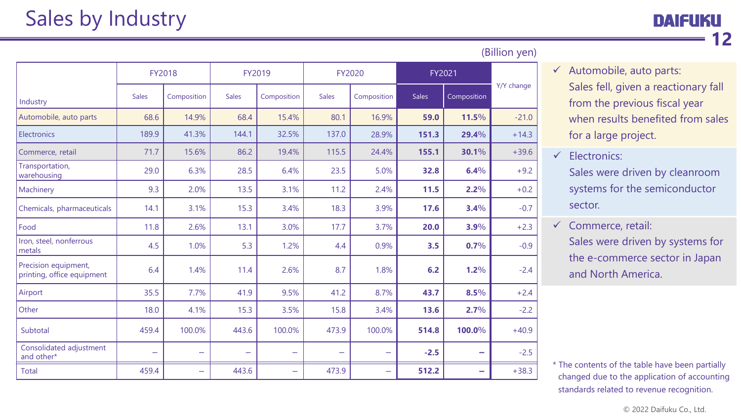# Sales by Industry

(Billion yen)

| Industry | FY2018 | | FY2019 | | FY2020 | | FY2021 | | Y/Y change |
|---|---|---|---|---|---|---|---|---|---|
| | Sales | Composition | Sales | Composition | Sales | Composition | Sales | Composition | |
| Automobile, auto parts | 68.6 | 14.9% | 68.4 | 15.4% | 80.1 | 16.9% | **59.0** | **11.5%** | -21.0 |
| Electronics | 189.9 | 41.3% | 144.1 | 32.5% | 137.0 | 28.9% | **151.3** | **29.4%** | +14.3 |
| Commerce, retail | 71.7 | 15.6% | 86.2 | 19.4% | 115.5 | 24.4% | **155.1** | **30.1%** | +39.6 |
| Transportation, warehousing | 29.0 | 6.3% | 28.5 | 6.4% | 23.5 | 5.0% | **32.8** | **6.4%** | +9.2 |
| Machinery | 9.3 | 2.0% | 13.5 | 3.1% | 11.2 | 2.4% | **11.5** | **2.2%** | +0.2 |
| Chemicals, pharmaceuticals | 14.1 | 3.1% | 15.3 | 3.4% | 18.3 | 3.9% | **17.6** | **3.4%** | -0.7 |
| Food | 11.8 | 2.6% | 13.1 | 3.0% | 17.7 | 3.7% | **20.0** | **3.9%** | +2.3 |
| Iron, steel, nonferrous metals | 4.5 | 1.0% | 5.3 | 1.2% | 4.4 | 0.9% | **3.5** | **0.7%** | -0.9 |
| Precision equipment, printing, office equipment | 6.4 | 1.4% | 11.4 | 2.6% | 8.7 | 1.8% | **6.2** | **1.2%** | -2.4 |
| Airport | 35.5 | 7.7% | 41.9 | 9.5% | 41.2 | 8.7% | **43.7** | **8.5%** | +2.4 |
| Other | 18.0 | 4.1% | 15.3 | 3.5% | 15.8 | 3.4% | **13.6** | **2.7%** | -2.2 |
| Subtotal | 459.4 | 100.0% | 443.6 | 100.0% | 473.9 | 100.0% | **514.8** | **100.0%** | +40.9 |
| Consolidated adjustment and other* | – | – | – | – | – | – | **-2.5** | **–** | -2.5 |
| Total | 459.4 | – | 443.6 | – | 473.9 | – | **512.2** | **–** | +38.3 |

- ✓ Automobile, auto parts: Sales fell, given a reactionary fall from the previous fiscal year when results benefited from sales for a large project.
- ✓ Electronics: Sales were driven by cleanroom systems for the semiconductor sector.
- ✓ Commerce, retail: Sales were driven by systems for the e-commerce sector in Japan and North America.

\* The contents of the table have been partially changed due to the application of accounting standards related to revenue recognition.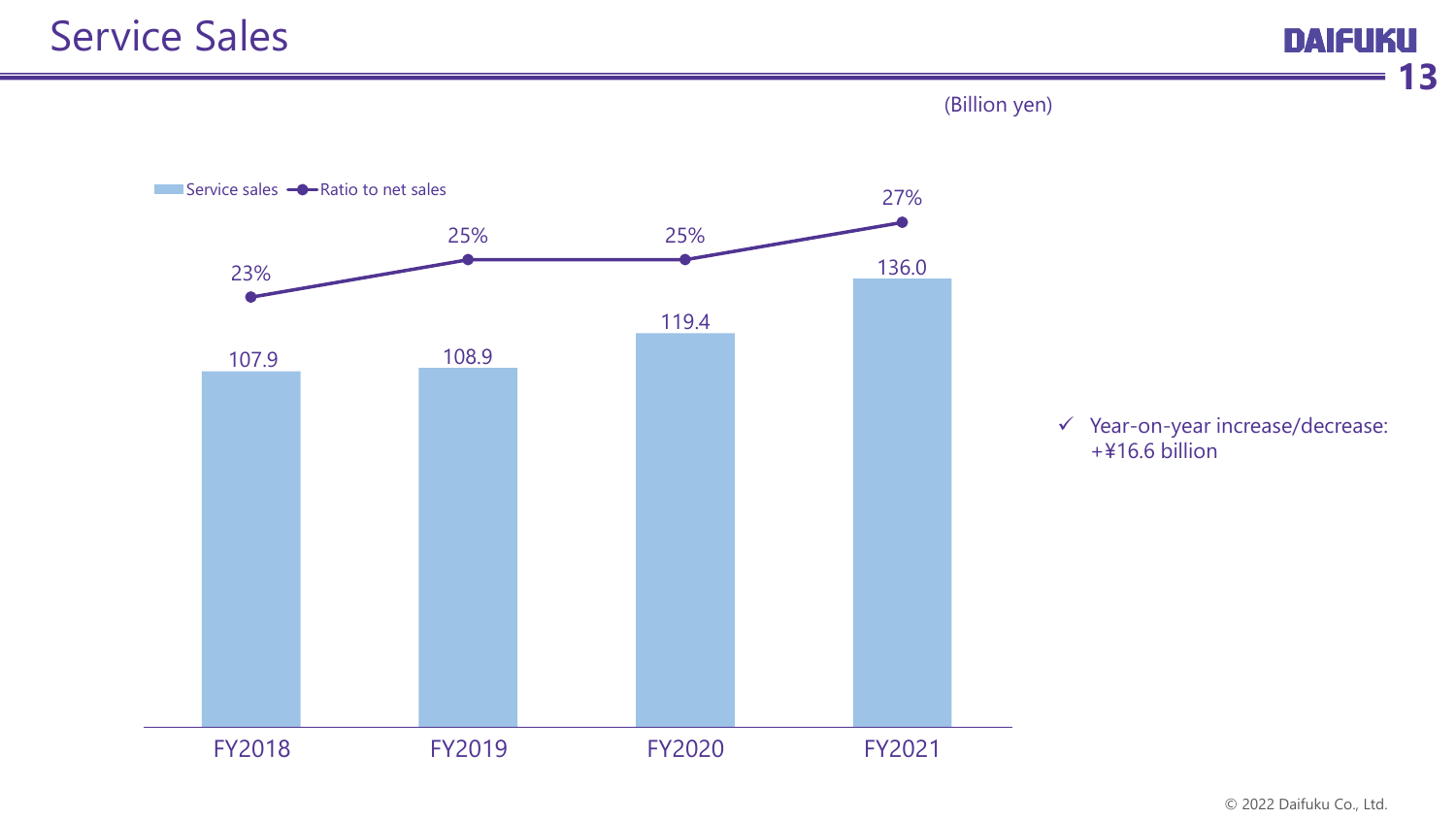# Service Sales

(Billion yen)

| | FY2018 | FY2019 | FY2020 | FY2021 |
|---|---|---|---|---|
| Service sales | 107.9 | 108.9 | 119.4 | 136.0 |
| Ratio to net sales | 23% | 25% | 25% | 27% |

- ✓ Year-on-year increase/decrease: +¥16.6 billion

© 2022 Daifuku Co., Ltd.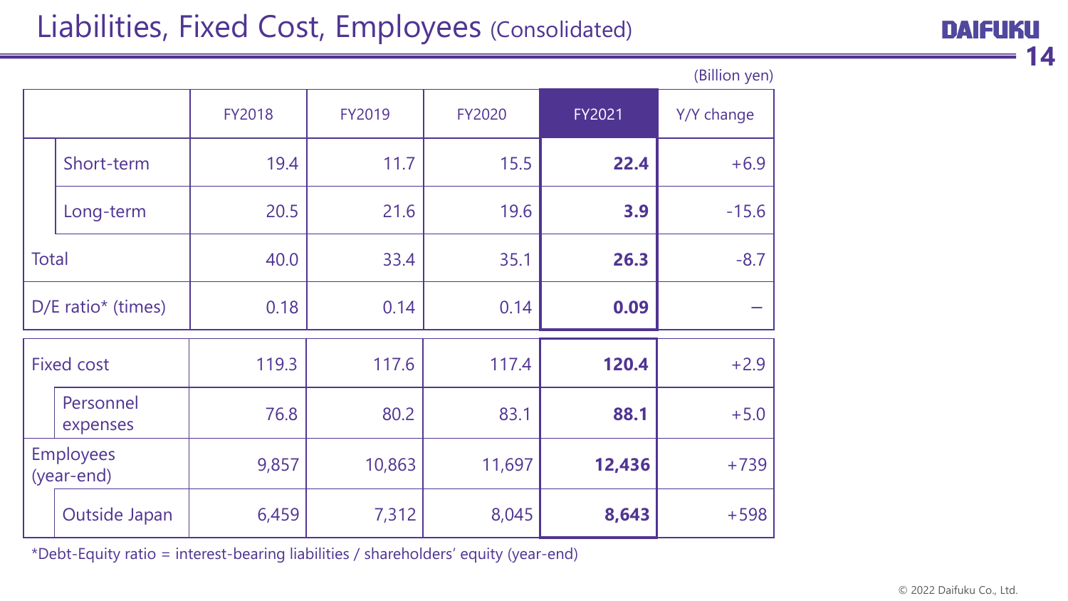# Liabilities, Fixed Cost, Employees (Consolidated)

(Billion yen)

| | FY2018 | FY2019 | FY2020 | FY2021 | Y/Y change |
|---|---|---|---|---|---|
| Short-term | 19.4 | 11.7 | 15.5 | **22.4** | +6.9 |
| Long-term | 20.5 | 21.6 | 19.6 | **3.9** | -15.6 |
| Total | 40.0 | 33.4 | 35.1 | **26.3** | -8.7 |
| D/E ratio* (times) | 0.18 | 0.14 | 0.14 | **0.09** | – |
| Fixed cost | 119.3 | 117.6 | 117.4 | **120.4** | +2.9 |
| Personnel expenses | 76.8 | 80.2 | 83.1 | **88.1** | +5.0 |
| Employees (year-end) | 9,857 | 10,863 | 11,697 | **12,436** | +739 |
| Outside Japan | 6,459 | 7,312 | 8,045 | **8,643** | +598 |

*Debt-Equity ratio = interest-bearing liabilities / shareholders' equity (year-end)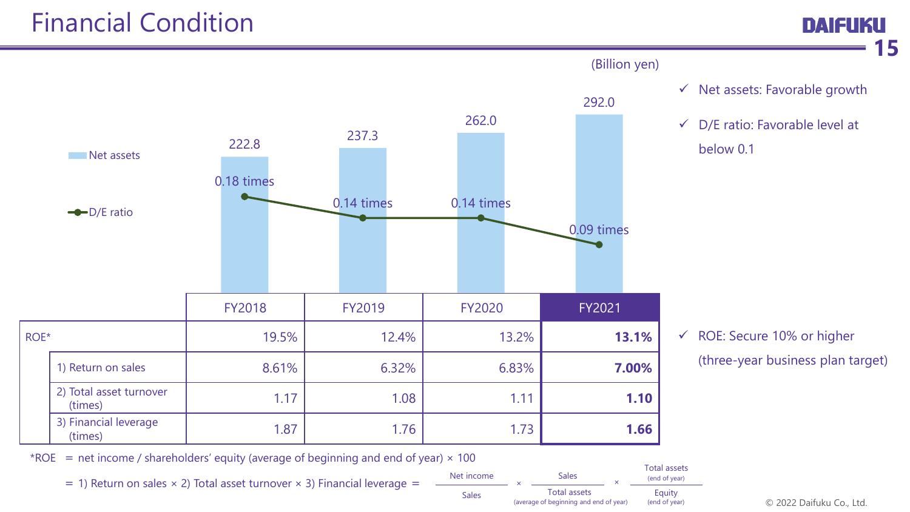# Financial Condition

(Billion yen)

| | FY2018 | FY2019 | FY2020 | FY2021 |
|---|---|---|---|---|
| Net assets | 222.8 | 237.3 | 262.0 | 292.0 |
| D/E ratio | 0.18 times | 0.14 times | 0.14 times | 0.09 times |

- ✓ Net assets: Favorable growth
- ✓ D/E ratio: Favorable level at below 0.1

| | FY2018 | FY2019 | FY2020 | FY2021 |
|---|---|---|---|---|
| ROE* | 19.5% | 12.4% | 13.2% | **13.1%** |
| 1) Return on sales | 8.61% | 6.32% | 6.83% | **7.00%** |
| 2) Total asset turnover (times) | 1.17 | 1.08 | 1.11 | **1.10** |
| 3) Financial leverage (times) | 1.87 | 1.76 | 1.73 | **1.66** |

- ✓ ROE: Secure 10% or higher (three-year business plan target)

*ROE = net income / shareholders' equity (average of beginning and end of year) × 100

$$= \text{1) Return on sales} \times \text{2) Total asset turnover} \times \text{3) Financial leverage} = \frac{\text{Net income}}{\text{Sales}} \times \frac{\text{Sales}}{\text{Total assets (average of beginning and end of year)}} \times \frac{\text{Total assets (end of year)}}{\text{Equity (end of year)}}$$

© 2022 Daifuku Co., Ltd.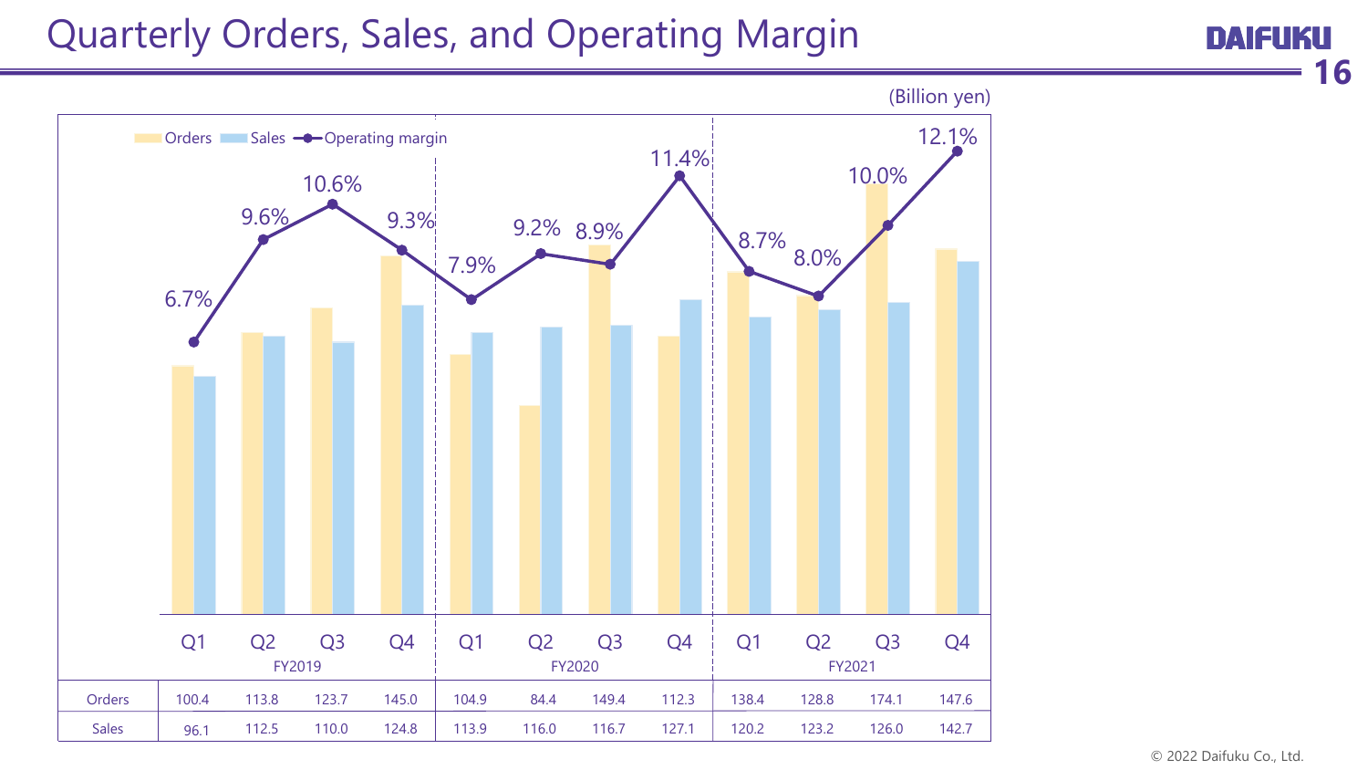# Quarterly Orders, Sales, and Operating Margin

(Billion yen)

| | FY2019 Q1 | FY2019 Q2 | FY2019 Q3 | FY2019 Q4 | FY2020 Q1 | FY2020 Q2 | FY2020 Q3 | FY2020 Q4 | FY2021 Q1 | FY2021 Q2 | FY2021 Q3 | FY2021 Q4 |
|---|---|---|---|---|---|---|---|---|---|---|---|---|
| Orders | 100.4 | 113.8 | 123.7 | 145.0 | 104.9 | 84.4 | 149.4 | 112.3 | 138.4 | 128.8 | 174.1 | 147.6 |
| Sales | 96.1 | 112.5 | 110.0 | 124.8 | 113.9 | 116.0 | 116.7 | 127.1 | 120.2 | 123.2 | 126.0 | 142.7 |
| Operating margin | 6.7% | 9.6% | 10.6% | 9.3% | 7.9% | 9.2% | 8.9% | 11.4% | 8.7% | 8.0% | 10.0% | 12.1% |

© 2022 Daifuku Co., Ltd.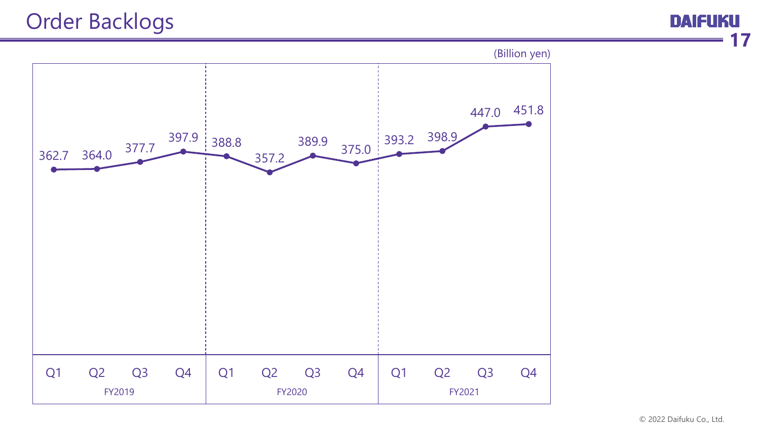# Order Backlogs

(Billion yen)

| | Q1 | Q2 | Q3 | Q4 |
|---|---|---|---|---|
| FY2019 | 362.7 | 364.0 | 377.7 | 397.9 |
| FY2020 | 388.8 | 357.2 | 389.9 | 375.0 |
| FY2021 | 393.2 | 398.9 | 447.0 | 451.8 |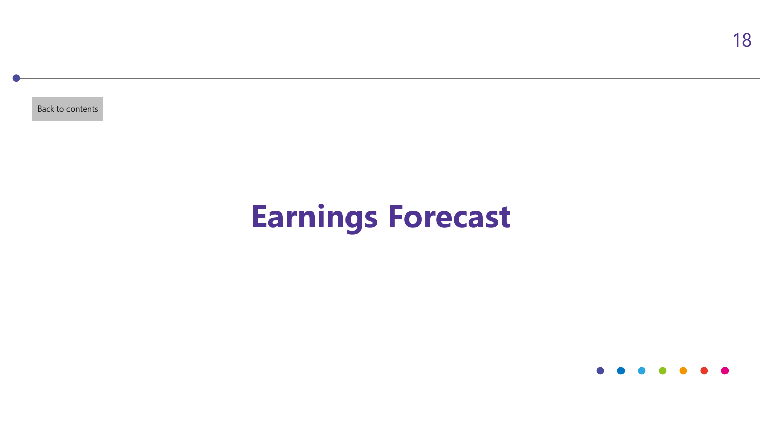Back to contents

# Earnings Forecast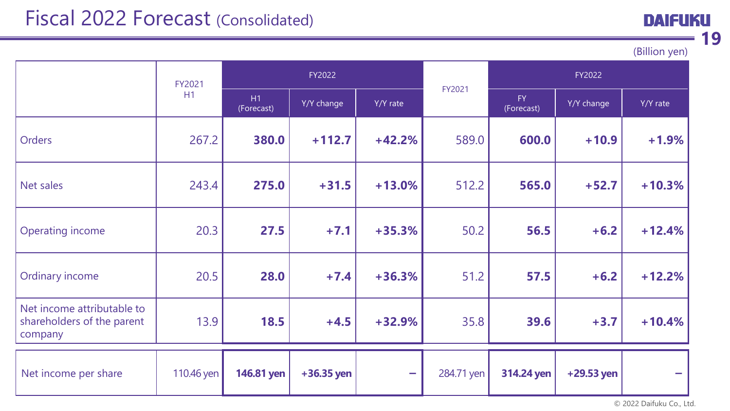# Fiscal 2022 Forecast (Consolidated)

(Billion yen)

| | FY2021 H1 | FY2022 | | | FY2021 | FY2022 | | |
|---|---|---|---|---|---|---|---|---|
| | | H1 (Forecast) | Y/Y change | Y/Y rate | | FY (Forecast) | Y/Y change | Y/Y rate |
| Orders | 267.2 | **380.0** | **+112.7** | **+42.2%** | 589.0 | **600.0** | **+10.9** | **+1.9%** |
| Net sales | 243.4 | **275.0** | **+31.5** | **+13.0%** | 512.2 | **565.0** | **+52.7** | **+10.3%** |
| Operating income | 20.3 | **27.5** | **+7.1** | **+35.3%** | 50.2 | **56.5** | **+6.2** | **+12.4%** |
| Ordinary income | 20.5 | **28.0** | **+7.4** | **+36.3%** | 51.2 | **57.5** | **+6.2** | **+12.2%** |
| Net income attributable to shareholders of the parent company | 13.9 | **18.5** | **+4.5** | **+32.9%** | 35.8 | **39.6** | **+3.7** | **+10.4%** |
| Net income per share | 110.46 yen | **146.81 yen** | **+36.35 yen** | **–** | 284.71 yen | **314.24 yen** | **+29.53 yen** | **–** |

© 2022 Daifuku Co., Ltd.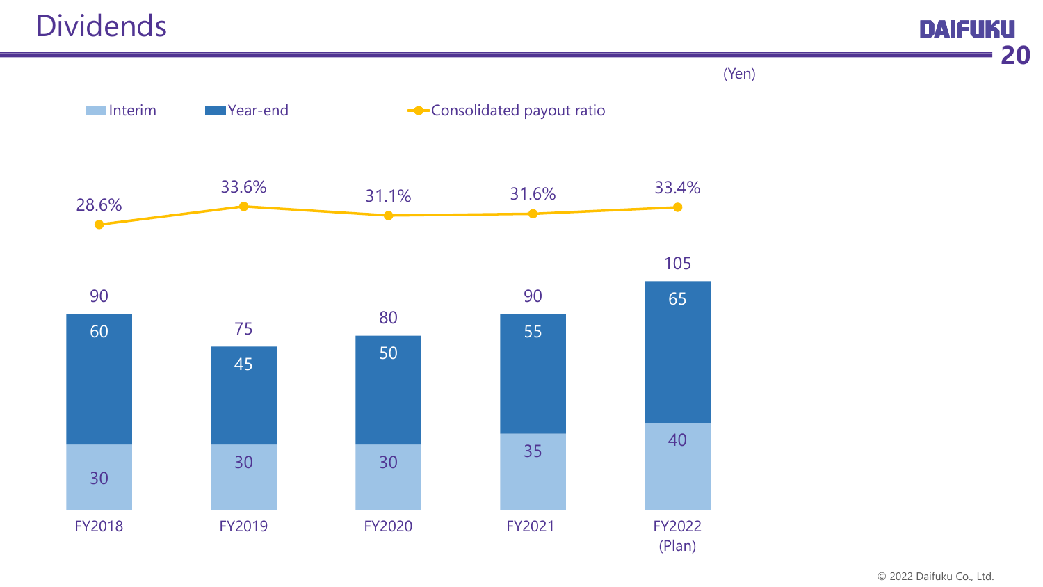# Dividends

(Yen)

| | FY2018 | FY2019 | FY2020 | FY2021 | FY2022 (Plan) |
|---|---|---|---|---|---|
| Interim | 30 | 30 | 30 | 35 | 40 |
| Year-end | 60 | 45 | 50 | 55 | 65 |
| Total | 90 | 75 | 80 | 90 | 105 |
| Consolidated payout ratio | 28.6% | 33.6% | 31.1% | 31.6% | 33.4% |

© 2022 Daifuku Co., Ltd.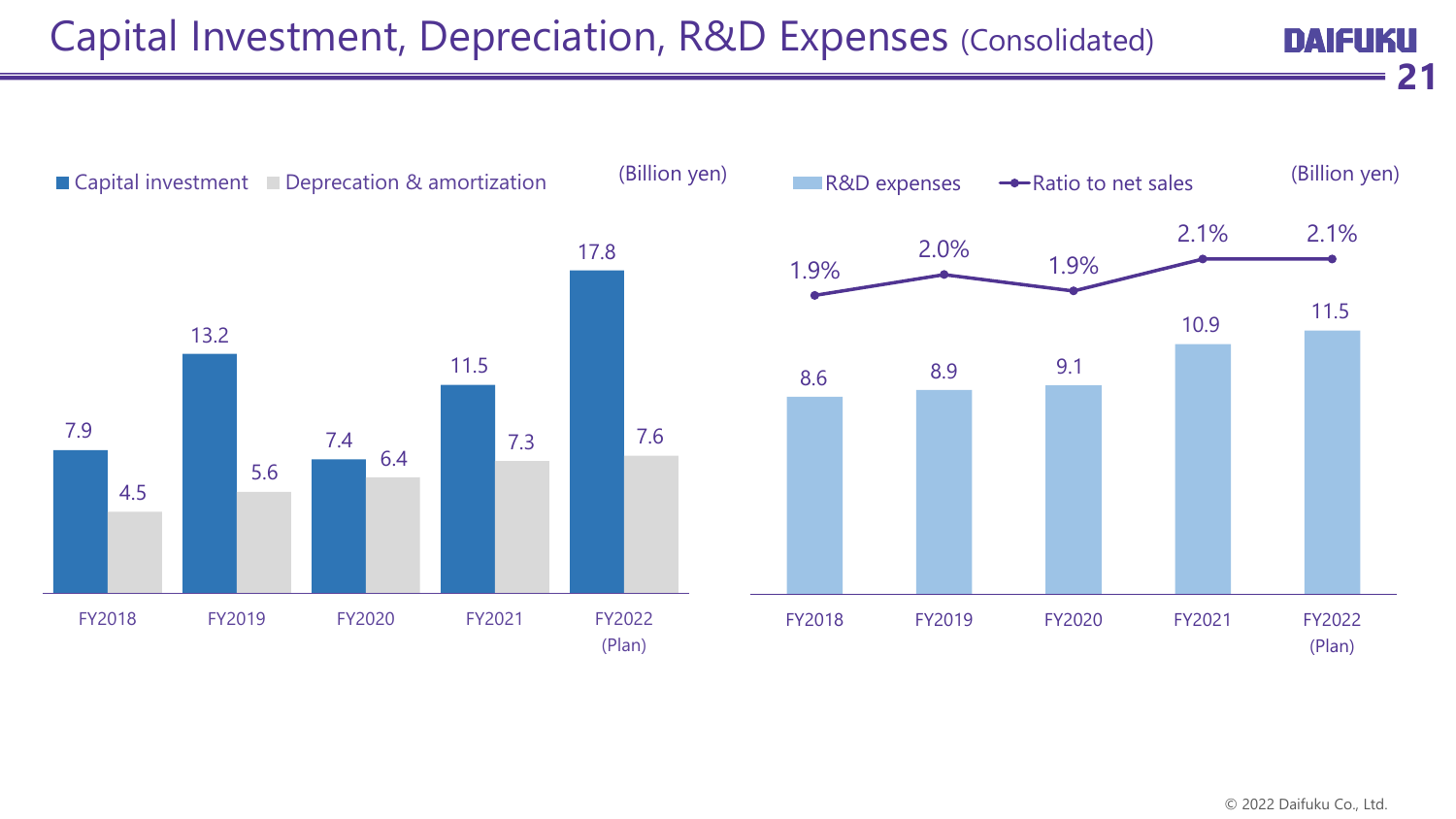# Capital Investment, Depreciation, R&D Expenses (Consolidated)

(Billion yen)

| | FY2018 | FY2019 | FY2020 | FY2021 | FY2022 (Plan) |
|---|---|---|---|---|---|
| Capital investment | 7.9 | 13.2 | 7.4 | 11.5 | 17.8 |
| Deprecation & amortization | 4.5 | 5.6 | 6.4 | 7.3 | 7.6 |

(Billion yen)

| | FY2018 | FY2019 | FY2020 | FY2021 | FY2022 (Plan) |
|---|---|---|---|---|---|
| R&D expenses | 8.6 | 8.9 | 9.1 | 10.9 | 11.5 |
| Ratio to net sales | 1.9% | 2.0% | 1.9% | 2.1% | 2.1% |

© 2022 Daifuku Co., Ltd.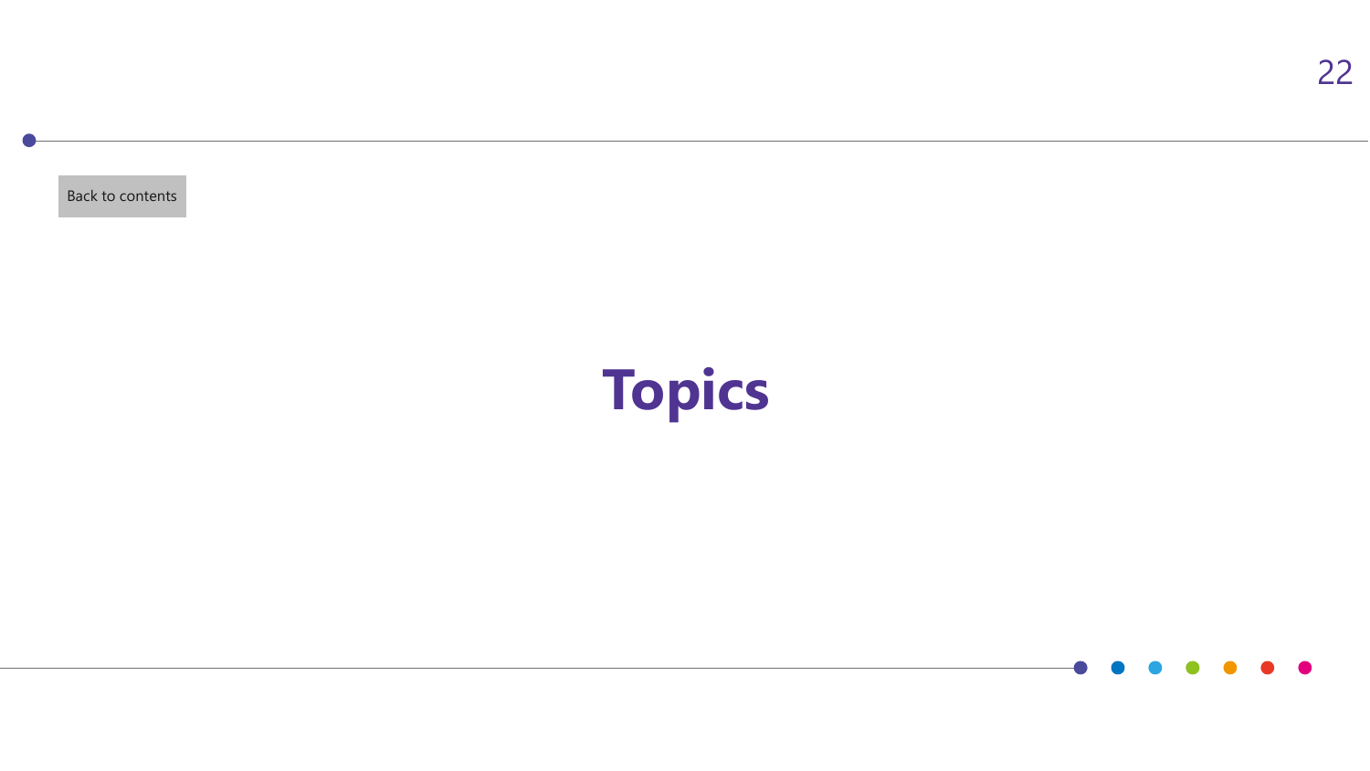Back to contents

# Topics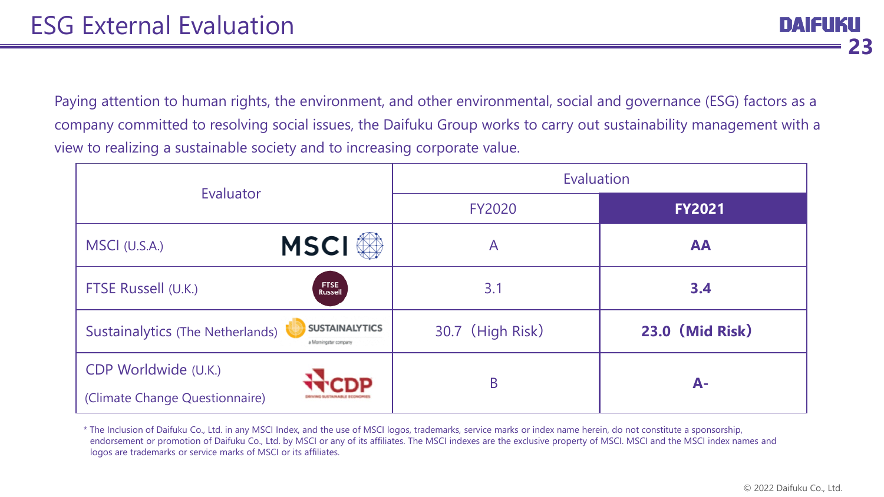# ESG External Evaluation

Paying attention to human rights, the environment, and other environmental, social and governance (ESG) factors as a company committed to resolving social issues, the Daifuku Group works to carry out sustainability management with a view to realizing a sustainable society and to increasing corporate value.

| Evaluator | Evaluation | |
|---|---|---|
| | FY2020 | **FY2021** |
| MSCI (U.S.A.) | A | **AA** |
| FTSE Russell (U.K.) | 3.1 | **3.4** |
| Sustainalytics (The Netherlands) | 30.7（High Risk） | **23.0（Mid Risk）** |
| CDP Worldwide (U.K.) (Climate Change Questionnaire) | B | **A-** |

* The Inclusion of Daifuku Co., Ltd. in any MSCI Index, and the use of MSCI logos, trademarks, service marks or index name herein, do not constitute a sponsorship, endorsement or promotion of Daifuku Co., Ltd. by MSCI or any of its affiliates. The MSCI indexes are the exclusive property of MSCI. MSCI and the MSCI index names and logos are trademarks or service marks of MSCI or its affiliates.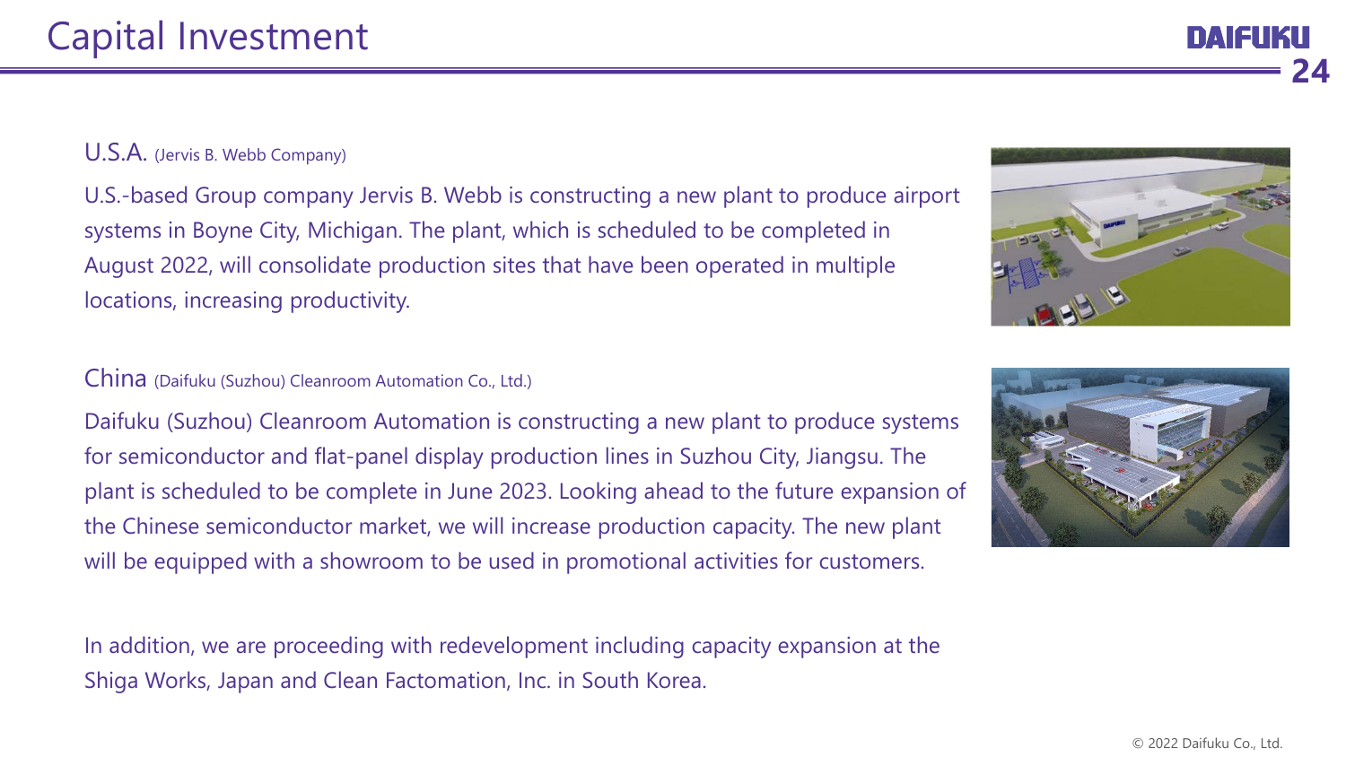# Capital Investment

## U.S.A. (Jervis B. Webb Company)

U.S.-based Group company Jervis B. Webb is constructing a new plant to produce airport systems in Boyne City, Michigan. The plant, which is scheduled to be completed in August 2022, will consolidate production sites that have been operated in multiple locations, increasing productivity.

## China (Daifuku (Suzhou) Cleanroom Automation Co., Ltd.)

Daifuku (Suzhou) Cleanroom Automation is constructing a new plant to produce systems for semiconductor and flat-panel display production lines in Suzhou City, Jiangsu. The plant is scheduled to be complete in June 2023. Looking ahead to the future expansion of the Chinese semiconductor market, we will increase production capacity. The new plant will be equipped with a showroom to be used in promotional activities for customers.

In addition, we are proceeding with redevelopment including capacity expansion at the Shiga Works, Japan and Clean Factomation, Inc. in South Korea.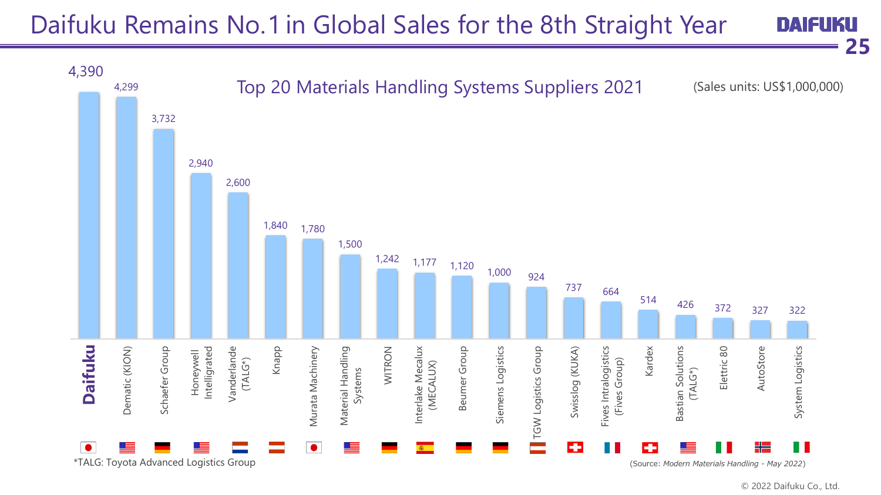# Daifuku Remains No.1 in Global Sales for the 8th Straight Year

## Top 20 Materials Handling Systems Suppliers 2021

(Sales units: US$1,000,000)

| Company | Country | Sales |
| --- | --- | --- |
| **Daifuku** | Japan | 4,390 |
| Dematic (KION) | USA | 4,299 |
| Schaefer Group | Germany | 3,732 |
| Honeywell Intelligrated | USA | 2,940 |
| Vanderlande (TALG*) | Netherlands | 2,600 |
| Knapp | Austria | 1,840 |
| Murata Machinery | Japan | 1,780 |
| Material Handling Systems | USA | 1,500 |
| WITRON | Germany | 1,242 |
| Interlake Mecalux (MECALUX) | Spain | 1,177 |
| Beumer Group | Germany | 1,120 |
| Siemens Logistics | Germany | 1,000 |
| TGW Logistics Group | Austria | 924 |
| Swisslog (KUKA) | Switzerland | 737 |
| Fives Intralogistics (Fives Group) | France | 664 |
| Kardex | Switzerland | 514 |
| Bastian Solutions (TALG*) | USA | 426 |
| Elettric 80 | Italy | 372 |
| AutoStore | Norway | 327 |
| System Logistics | Italy | 322 |

*TALG: Toyota Advanced Logistics Group

(Source: *Modern Materials Handling - May 2022*)

© 2022 Daifuku Co., Ltd.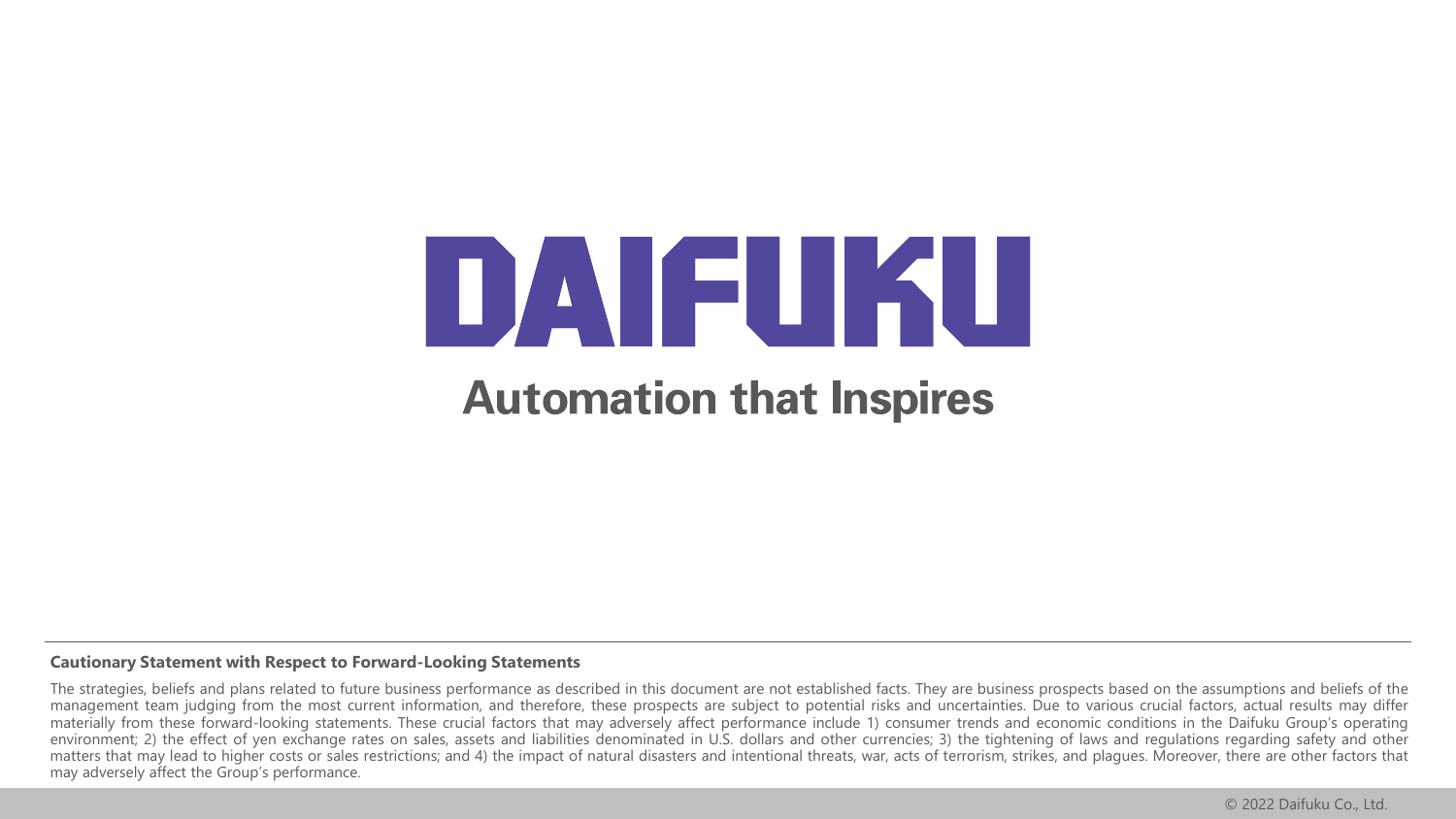# DAIFUKU

## Automation that Inspires

**Cautionary Statement with Respect to Forward-Looking Statements**

The strategies, beliefs and plans related to future business performance as described in this document are not established facts. They are business prospects based on the assumptions and beliefs of the management team judging from the most current information, and therefore, these prospects are subject to potential risks and uncertainties. Due to various crucial factors, actual results may differ materially from these forward-looking statements. These crucial factors that may adversely affect performance include 1) consumer trends and economic conditions in the Daifuku Group's operating environment; 2) the effect of yen exchange rates on sales, assets and liabilities denominated in U.S. dollars and other currencies; 3) the tightening of laws and regulations regarding safety and other matters that may lead to higher costs or sales restrictions; and 4) the impact of natural disasters and intentional threats, war, acts of terrorism, strikes, and plagues. Moreover, there are other factors that may adversely affect the Group's performance.

© 2022 Daifuku Co., Ltd.